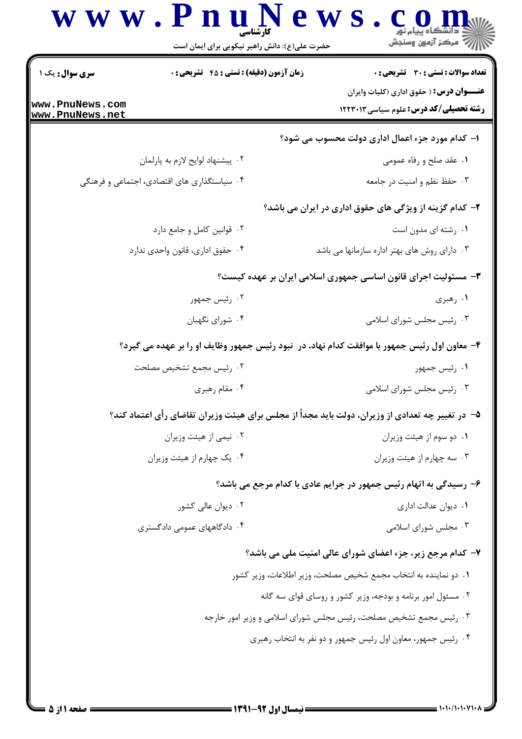**تعداد سوالات : تستی : ۳۰ تشریحی : ۰** | **زمان آزمون (دقیقه) : تستی : ۴۵ تشریحی : ۰** | **سری سوال : یک ۱**

**عنـــوان درس :** ( حقوق اداری (کلیات وایران

**رشته تحصیلی/کد درس :** علوم سیاسی ۱۲۲۳۰۱۳

۱- کدام مورد جزء اعمال اداری دولت محسوب می شود؟

۱. عقد صلح و رفاه عمومی
۲. پیشنهاد لوایح لازم به پارلمان
۳. حفظ نظم و امنیت در جامعه
۴. سیاستگذاری های اقتصادی، اجتماعی و فرهنگی

۲- کدام گزینه از ویژگی های حقوق اداری در ایران می باشد؟

۱. رشته ای مدون است
۲. قوانین کامل و جامع دارد
۳. دارای روش های بهتر اداره سازمانها می باشد
۴. حقوق اداری، قانون واحدی ندارد

۳- مسئولیت اجرای قانون اساسی جمهوری اسلامی ایران بر عهده کیست؟

۱. رهبری
۲. رئیس جمهور
۳. رئیس مجلس شورای اسلامی
۴. شورای نگهبان

۴- معاون اول رئیس جمهور با موافقت کدام نهاد، در نبود رئیس جمهور وظایف او را بر عهده می گیرد؟

۱. رئیس جمهور
۲. رئیس مجمع تشخیص مصلحت
۳. رئیس مجلس شورای اسلامی
۴. مقام رهبری

۵- در تغییر چه تعدادی از وزیران، دولت باید مجدداً از مجلس برای هیئت وزیران تقاضای رأی اعتماد کند؟

۱. دو سوم از هیئت وزیران
۲. نیمی از هیئت وزیران
۳. سه چهارم از هیئت وزیران
۴. یک چهارم از هیئت وزیران

۶- رسیدگی به اتهام رئیس جمهور در جرایم عادی با کدام مرجع می باشد؟

۱. دیوان عدالت اداری
۲. دیوان عالی کشور
۳. مجلس شورای اسلامی
۴. دادگاههای عمومی دادگستری

۷- کدام مرجع زیر، جزء اعضای شورای عالی امنیت ملی می باشد؟

۱. دو نماینده به انتخاب مجمع شخیص مصلحت، وزیر اطلاعات، وزیر کشور
۲. مسئول امور برنامه و بودجه، وزیر کشور و روسای قوای سه گانه
۳. رئیس مجمع تشخیص مصلحت، رئیس مجلس شورای اسلامی و وزیر امور خارجه
۴. رئیس جمهور، معاون اول رئیس جمهور و دو نفر به انتخاب رهبری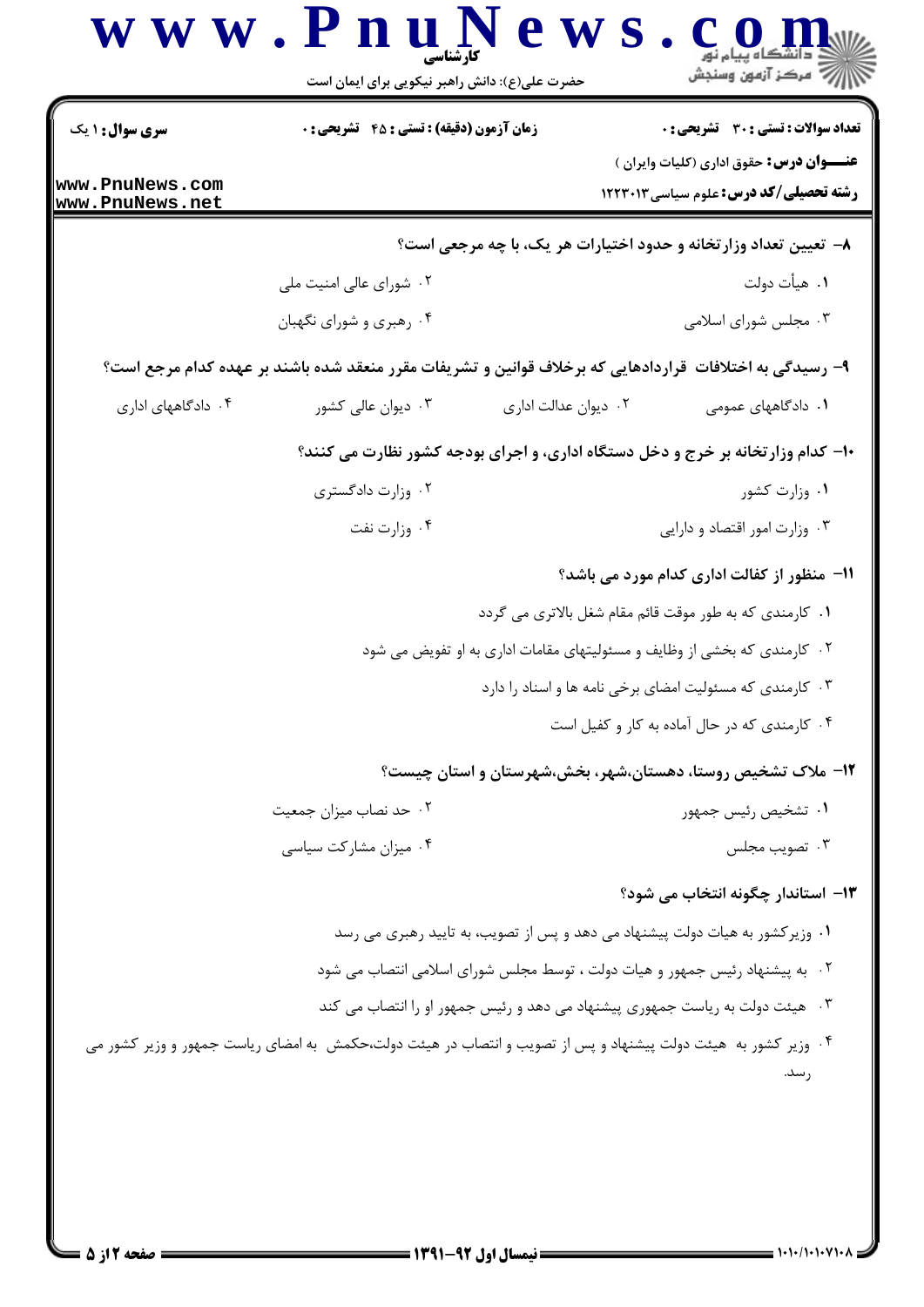**سری سوال:** ۱ یک

**زمان آزمون (دقیقه) : تستی : ۴۵ تشریحی : ۰**

**تعداد سوالات : تستی : ۳۰ تشریحی : ۰**

**عنـــوان درس:** حقوق اداری (کلیات وایران )

**رشته تحصیلی/کد درس:** علوم سیاسی ۱۲۲۳۰۱۳

**۸- تعیین تعداد وزارتخانه و حدود اختیارات هر یک، با چه مرجعی است؟**

۱. هیأت دولت
۲. شورای عالی امنیت ملی
۳. مجلس شورای اسلامی
۴. رهبری و شورای نگهبان

**۹- رسیدگی به اختلافات قراردادهایی که برخلاف قوانین و تشریفات مقرر منعقد شده باشند بر عهده کدام مرجع است؟**

۱. دادگاههای عمومی
۲. دیوان عدالت اداری
۳. دیوان عالی کشور
۴. دادگاههای اداری

**۱۰- کدام وزارتخانه بر خرج و دخل دستگاه اداری، و اجرای بودجه کشور نظارت می کنند؟**

۱. وزارت کشور
۲. وزارت دادگستری
۳. وزارت امور اقتصاد و دارایی
۴. وزارت نفت

**۱۱- منظور از کفالت اداری کدام مورد می باشد؟**

۱. کارمندی که به طور موقت قائم مقام شغل بالاتری می گردد
۲. کارمندی که بخشی از وظایف و مسئولیتهای مقامات اداری به او تفویض می شود
۳. کارمندی که مسئولیت امضای برخی نامه ها و اسناد را دارد
۴. کارمندی که در حال آماده به کار و کفیل است

**۱۲- ملاک تشخیص روستا، دهستان،شهر، بخش،شهرستان و استان چیست؟**

۱. تشخیص رئیس جمهور
۲. حد نصاب میزان جمعیت
۳. تصویب مجلس
۴. میزان مشارکت سیاسی

**۱۳- استاندار چگونه انتخاب می شود؟**

۱. وزیرکشور به هیات دولت پیشنهاد می دهد و پس از تصویب، به تایید رهبری می رسد
۲. به پیشنهاد رئیس جمهور و هیات دولت ، توسط مجلس شورای اسلامی انتصاب می شود
۳. هیئت دولت به ریاست جمهوری پیشنهاد می دهد و رئیس جمهور او را انتصاب می کند
۴. وزیر کشور به هیئت دولت پیشنهاد و پس از تصویب و انتصاب در هیئت دولت،حکمش به امضای ریاست جمهور و وزیر کشور می رسد.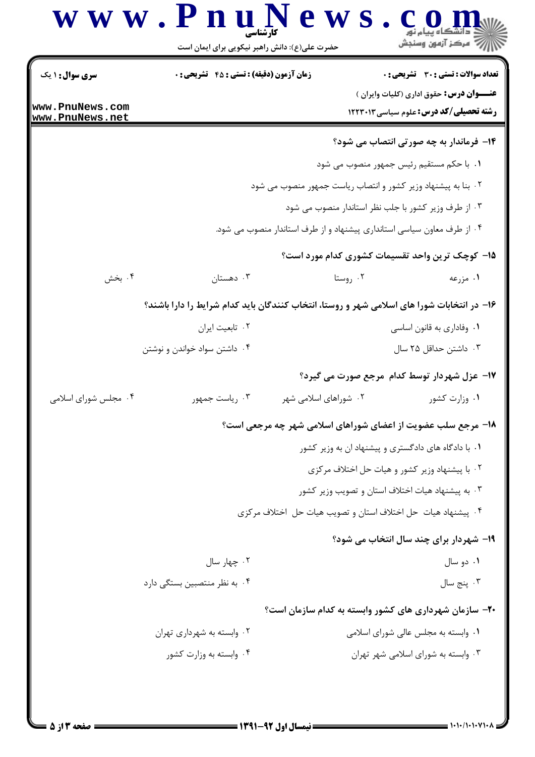**۱۴- فرماندار به چه صورتی انتصاب می شود؟**

۱. با حکم مستقیم رئیس جمهور منصوب می شود

۲. بنا به پیشنهاد وزیر کشور و انتصاب ریاست جمهور منصوب می شود

۳. از طرف وزیر کشور با جلب نظر استاندار منصوب می شود

۴. از طرف معاون سیاسی استانداری پیشنهاد و از طرف استاندار منصوب می شود.

**۱۵- کوچک ترین واحد تقسیمات کشوری کدام مورد است؟**

۱. مزرعه

۲. روستا

۳. دهستان

۴. بخش

**۱۶- در انتخابات شورا های اسلامی شهر و روستا، انتخاب کنندگان باید کدام شرایط را دارا باشند؟**

۱. وفاداری به قانون اساسی

۲. تابعیت ایران

۳. داشتن حداقل ۲۵ سال

۴. داشتن سواد خواندن و نوشتن

**۱۷- عزل شهردار توسط کدام مرجع صورت می گیرد؟**

۱. وزارت کشور

۲. شوراهای اسلامی شهر

۳. ریاست جمهور

۴. مجلس شورای اسلامی

**۱۸- مرجع سلب عضویت از اعضای شوراهای اسلامی شهر چه مرجعی است؟**

۱. با دادگاه های دادگستری و پیشنهاد ان به وزیر کشور

۲. با پیشنهاد وزیر کشور و هیات حل اختلاف مرکزی

۳. به پیشنهاد هیات اختلاف استان و تصویب وزیر کشور

۴. پیشنهاد هیات حل اختلاف استان و تصویب هیات حل اختلاف مرکزی

**۱۹- شهردار برای چند سال انتخاب می شود؟**

۱. دو سال

۲. چهار سال

۳. پنج سال

۴. به نظر منتصبین بستگی دارد

**۲۰- سازمان شهرداری های کشور وابسته به کدام سازمان است؟**

۱. وابسته به مجلس عالی شورای اسلامی

۲. وابسته به شهرداری تهران

۳. وابسته به شورای اسلامی شهر تهران

۴. وابسته به وزارت کشور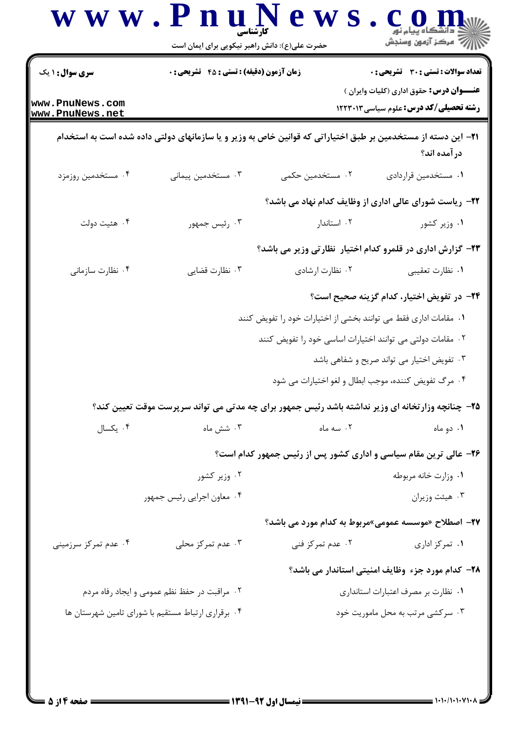**۲۱- این دسته از مستخدمین بر طبق اختیاراتی که قوانین خاص به وزیر و یا سازمانهای دولتی داده شده است به استخدام درآمده اند؟**

۱. مستخدمین قراردادی
۲. مستخدمین حکمی
۳. مستخدمین پیمانی
۴. مستخدمین روزمزد

**۲۲- ریاست شورای عالی اداری از وظایف کدام نهاد می باشد؟**

۱. وزیر کشور
۲. استاندار
۳. رئیس جمهور
۴. هئیت دولت

**۲۳- گزارش اداری در قلمرو کدام اختیار نظارتی وزیر می باشد؟**

۱. نظارت تعقیبی
۲. نظارت ارشادی
۳. نظارت قضایی
۴. نظارت سازمانی

**۲۴- در تفویض اختیار، کدام گزینه صحیح است؟**

۱. مقامات اداری فقط می توانند بخشی از اختیارات خود را تفویض کنند
۲. مقامات دولتی می توانند اختیارات اساسی خود را تفویض کنند
۳. تفویض اختیار می تواند صریح و شفاهی باشد
۴. مرگ تفویض کننده، موجب ابطال و لغو اختیارات می شود

**۲۵- چنانچه وزارتخانه ای وزیر نداشته باشد رئیس جمهور برای چه مدتی می تواند سرپرست موقت تعیین کند؟**

۱. دو ماه
۲. سه ماه
۳. شش ماه
۴. یکسال

**۲۶- عالی ترین مقام سیاسی و اداری کشور پس از رئیس جمهور کدام است؟**

۱. وزارت خانه مربوطه
۲. وزیر کشور
۳. هیئت وزیران
۴. معاون اجرایی رئیس جمهور

**۲۷- اصطلاح «موسسه عمومی»مربوط به کدام مورد می باشد؟**

۱. تمرکز اداری
۲. عدم تمرکز فنی
۳. عدم تمرکز محلی
۴. عدم تمرکز سرزمینی

**۲۸- کدام مورد جزء وظایف امنیتی استاندار می باشد؟**

۱. نظارت بر مصرف اعتبارات استانداری
۲. مراقبت در حفظ نظم عمومی و ایجاد رفاه مردم
۳. سرکشی مرتب به محل ماموریت خود
۴. برقراری ارتباط مستقیم با شورای تامین شهرستان ها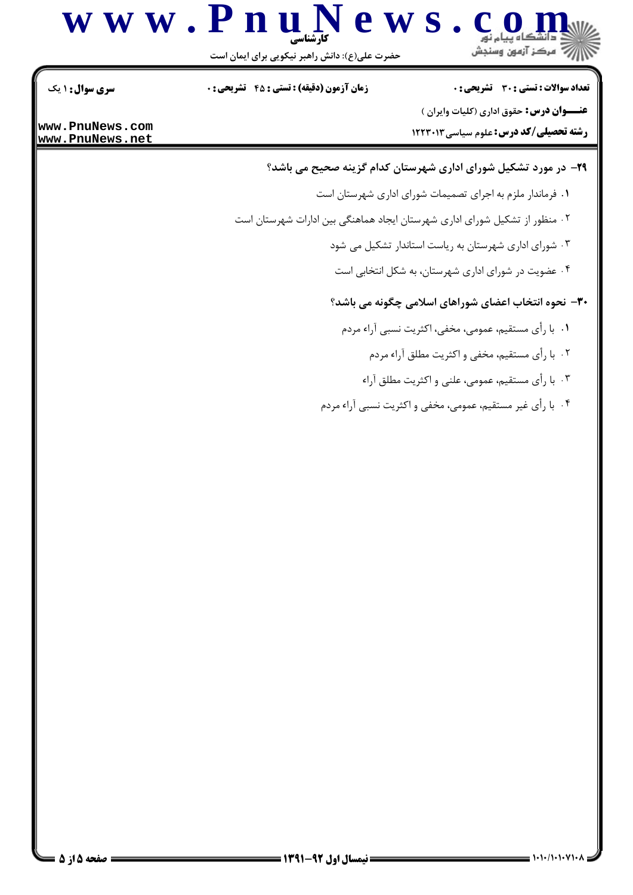**۲۹- در مورد تشکیل شورای اداری شهرستان کدام گزینه صحیح می باشد؟**

۱. فرماندار ملزم به اجرای تصمیمات شورای اداری شهرستان است

۲. منظور از تشکیل شورای اداری شهرستان ایجاد هماهنگی بین ادارات شهرستان است

۳. شورای اداری شهرستان به ریاست استاندار تشکیل می شود

۴. عضویت در شورای اداری شهرستان، به شکل انتخابی است

**۳۰- نحوه انتخاب اعضای شوراهای اسلامی چگونه می باشد؟**

۱. با رأی مستقیم، عمومی، مخفی، اکثریت نسبی آراء مردم

۲. با رأی مستقیم، مخفی و اکثریت مطلق آراء مردم

۳. با رأی مستقیم، عمومی، علنی و اکثریت مطلق آراء

۴. با رأی غیر مستقیم، عمومی، مخفی و اکثریت نسبی آراء مردم